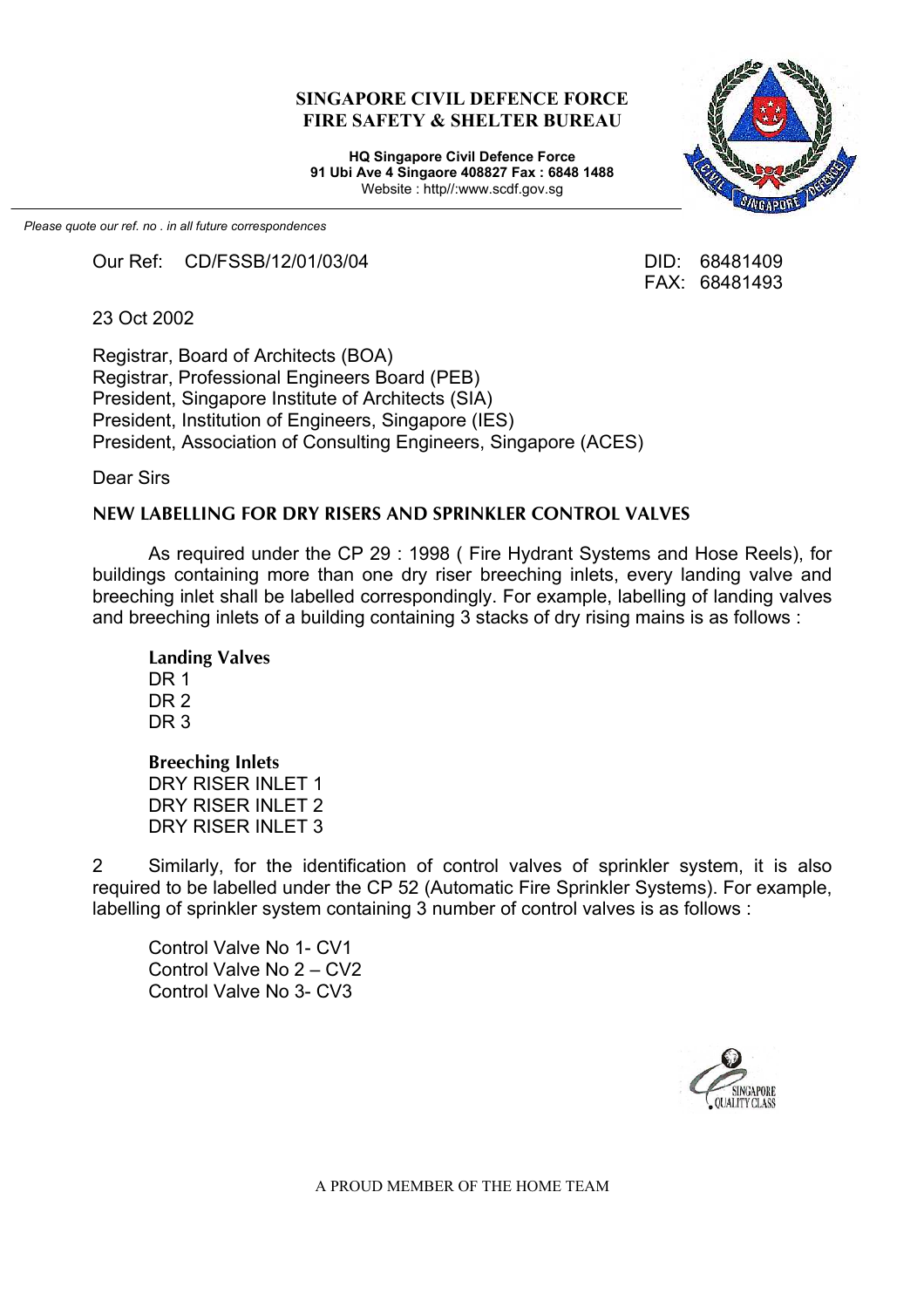**SINGAPORE CIVIL DEFENCE FORCE**
**FIRE SAFETY & SHELTER BUREAU**

**HQ Singapore Civil Defence Force**
**91 Ubi Ave 4 Singaore 408827 Fax : 6848 1488**
Website : http//:www.scdf.gov.sg

*Please quote our ref. no . in all future correspondences*

Our Ref: CD/FSSB/12/01/03/04

DID: 68481409
FAX: 68481493

23 Oct 2002

Registrar, Board of Architects (BOA)
Registrar, Professional Engineers Board (PEB)
President, Singapore Institute of Architects (SIA)
President, Institution of Engineers, Singapore (IES)
President, Association of Consulting Engineers, Singapore (ACES)

Dear Sirs

**NEW LABELLING FOR DRY RISERS AND SPRINKLER CONTROL VALVES**

As required under the CP 29 : 1998 ( Fire Hydrant Systems and Hose Reels), for buildings containing more than one dry riser breeching inlets, every landing valve and breeching inlet shall be labelled correspondingly. For example, labelling of landing valves and breeching inlets of a building containing 3 stacks of dry rising mains is as follows :

**Landing Valves**
DR 1
DR 2
DR 3

**Breeching Inlets**
DRY RISER INLET 1
DRY RISER INLET 2
DRY RISER INLET 3

2 Similarly, for the identification of control valves of sprinkler system, it is also required to be labelled under the CP 52 (Automatic Fire Sprinkler Systems). For example, labelling of sprinkler system containing 3 number of control valves is as follows :

Control Valve No 1- CV1
Control Valve No 2 – CV2
Control Valve No 3- CV3

A PROUD MEMBER OF THE HOME TEAM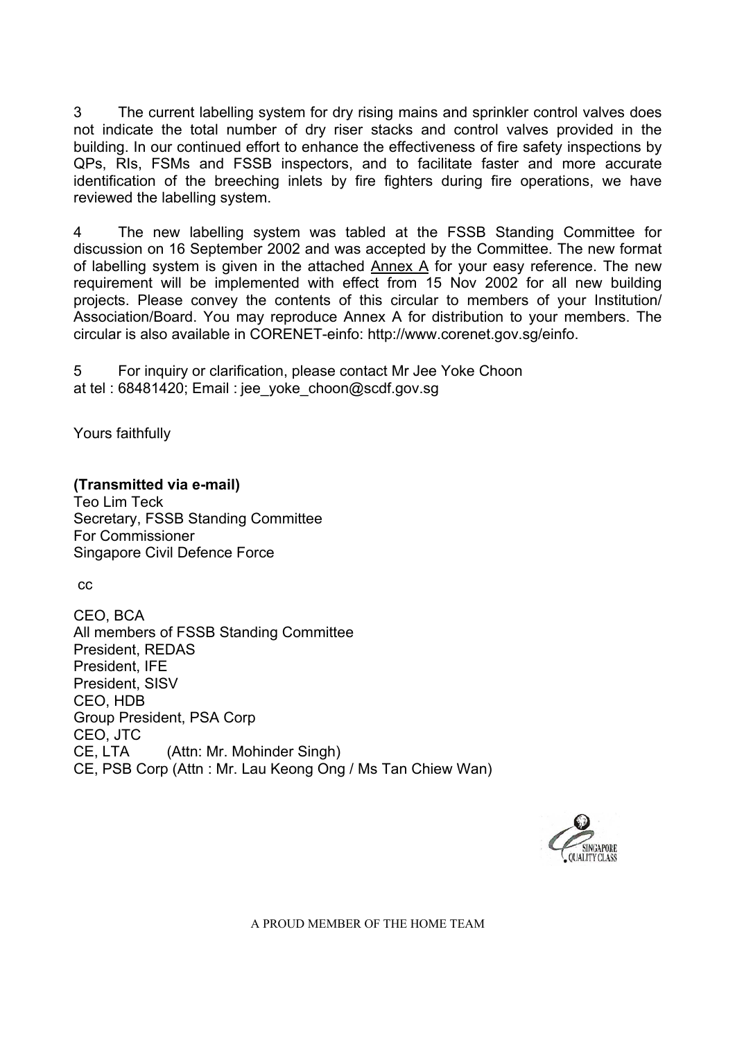3 The current labelling system for dry rising mains and sprinkler control valves does not indicate the total number of dry riser stacks and control valves provided in the building. In our continued effort to enhance the effectiveness of fire safety inspections by QPs, RIs, FSMs and FSSB inspectors, and to facilitate faster and more accurate identification of the breeching inlets by fire fighters during fire operations, we have reviewed the labelling system.

4 The new labelling system was tabled at the FSSB Standing Committee for discussion on 16 September 2002 and was accepted by the Committee. The new format of labelling system is given in the attached Annex A for your easy reference. The new requirement will be implemented with effect from 15 Nov 2002 for all new building projects. Please convey the contents of this circular to members of your Institution/ Association/Board. You may reproduce Annex A for distribution to your members. The circular is also available in CORENET-einfo: http://www.corenet.gov.sg/einfo.

5 For inquiry or clarification, please contact Mr Jee Yoke Choon at tel : 68481420; Email : jee_yoke_choon@scdf.gov.sg

Yours faithfully

**(Transmitted via e-mail)**
Teo Lim Teck
Secretary, FSSB Standing Committee
For Commissioner
Singapore Civil Defence Force

cc

CEO, BCA
All members of FSSB Standing Committee
President, REDAS
President, IFE
President, SISV
CEO, HDB
Group President, PSA Corp
CEO, JTC
CE, LTA (Attn: Mr. Mohinder Singh)
CE, PSB Corp (Attn : Mr. Lau Keong Ong / Ms Tan Chiew Wan)

SINGAPORE QUALITY CLASS

A PROUD MEMBER OF THE HOME TEAM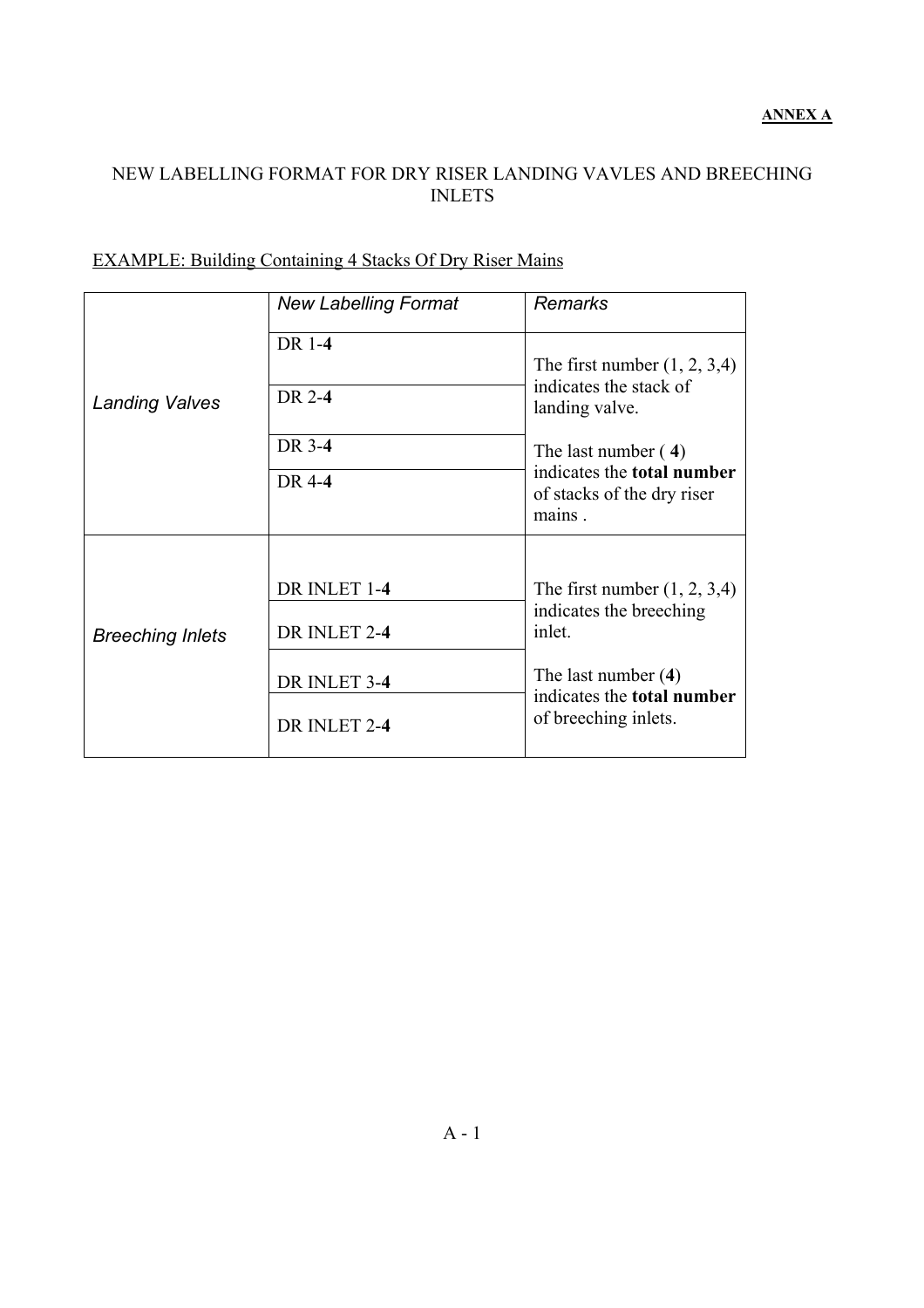**ANNEX A**

NEW LABELLING FORMAT FOR DRY RISER LANDING VAVLES AND BREECHING INLETS

EXAMPLE: Building Containing 4 Stacks Of Dry Riser Mains

| | *New Labelling Format* | *Remarks* |
|---|---|---|
| *Landing Valves* | DR 1-**4** | The first number (1, 2, 3,4) indicates the stack of landing valve.<br><br>The last number ( **4**) indicates the **total number** of stacks of the dry riser mains . |
| | DR 2-**4** | |
| | DR 3-**4** | |
| | DR 4-**4** | |
| *Breeching Inlets* | DR INLET 1-**4** | The first number (1, 2, 3,4) indicates the breeching inlet.<br><br>The last number (**4**) indicates the **total number** of breeching inlets. |
| | DR INLET 2-**4** | |
| | DR INLET 3-**4** | |
| | DR INLET 2-**4** | |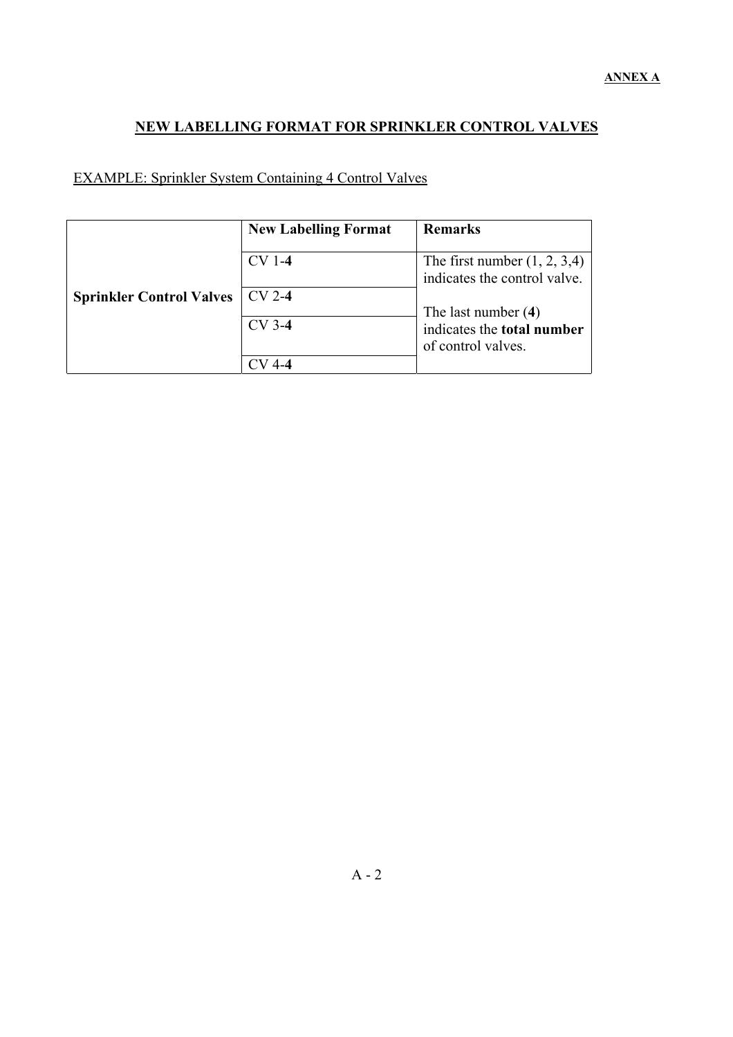**ANNEX A**

## NEW LABELLING FORMAT FOR SPRINKLER CONTROL VALVES

EXAMPLE: Sprinkler System Containing 4 Control Valves

| | New Labelling Format | Remarks |
|---|---|---|
| **Sprinkler Control Valves** | CV 1-**4** | The first number (1, 2, 3,4) indicates the control valve.<br><br>The last number (**4**) indicates the **total number** of control valves. |
| | CV 2-**4** | |
| | CV 3-**4** | |
| | CV 4-**4** | |